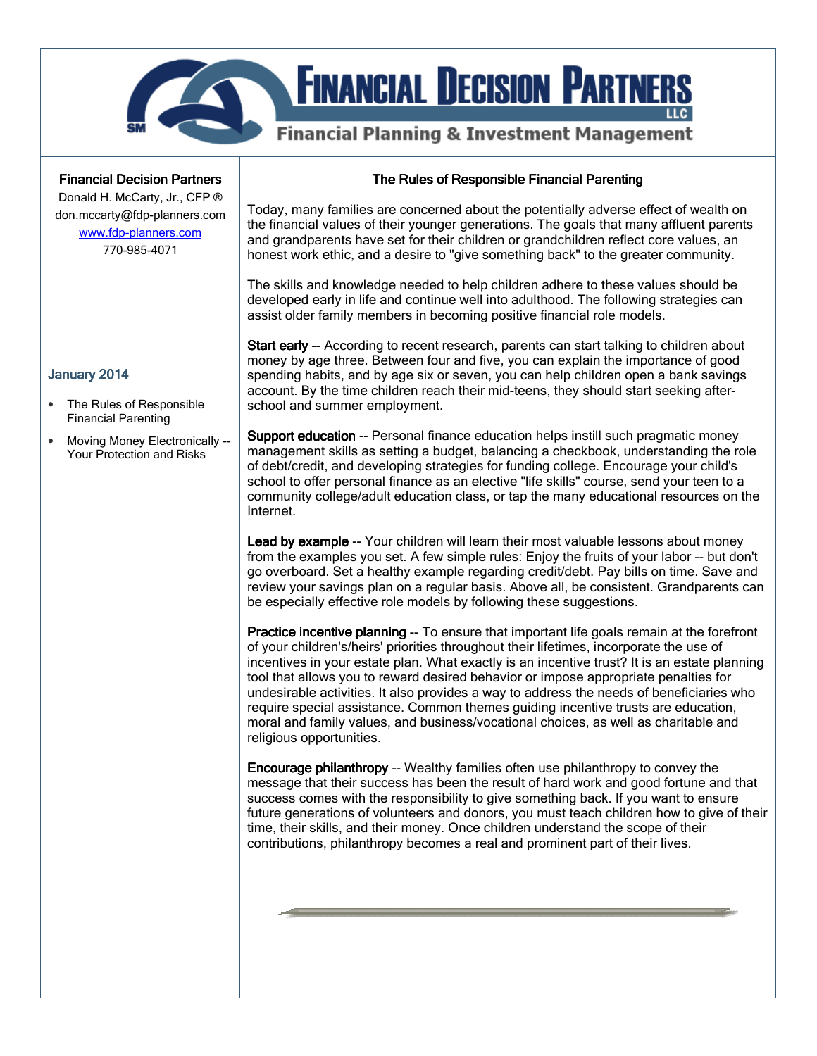# Financial Decision Partners LLC

Financial Planning & Investment Management

**Financial Decision Partners**

Donald H. McCarty, Jr., CFP ®
don.mccarty@fdp-planners.com
www.fdp-planners.com
770-985-4071

**January 2014**

- The Rules of Responsible Financial Parenting
- Moving Money Electronically -- Your Protection and Risks

## The Rules of Responsible Financial Parenting

Today, many families are concerned about the potentially adverse effect of wealth on the financial values of their younger generations. The goals that many affluent parents and grandparents have set for their children or grandchildren reflect core values, an honest work ethic, and a desire to "give something back" to the greater community.

The skills and knowledge needed to help children adhere to these values should be developed early in life and continue well into adulthood. The following strategies can assist older family members in becoming positive financial role models.

**Start early** -- According to recent research, parents can start talking to children about money by age three. Between four and five, you can explain the importance of good spending habits, and by age six or seven, you can help children open a bank savings account. By the time children reach their mid-teens, they should start seeking after-school and summer employment.

**Support education** -- Personal finance education helps instill such pragmatic money management skills as setting a budget, balancing a checkbook, understanding the role of debt/credit, and developing strategies for funding college. Encourage your child's school to offer personal finance as an elective "life skills" course, send your teen to a community college/adult education class, or tap the many educational resources on the Internet.

**Lead by example** -- Your children will learn their most valuable lessons about money from the examples you set. A few simple rules: Enjoy the fruits of your labor -- but don't go overboard. Set a healthy example regarding credit/debt. Pay bills on time. Save and review your savings plan on a regular basis. Above all, be consistent. Grandparents can be especially effective role models by following these suggestions.

**Practice incentive planning** -- To ensure that important life goals remain at the forefront of your children's/heirs' priorities throughout their lifetimes, incorporate the use of incentives in your estate plan. What exactly is an incentive trust? It is an estate planning tool that allows you to reward desired behavior or impose appropriate penalties for undesirable activities. It also provides a way to address the needs of beneficiaries who require special assistance. Common themes guiding incentive trusts are education, moral and family values, and business/vocational choices, as well as charitable and religious opportunities.

**Encourage philanthropy** -- Wealthy families often use philanthropy to convey the message that their success has been the result of hard work and good fortune and that success comes with the responsibility to give something back. If you want to ensure future generations of volunteers and donors, you must teach children how to give of their time, their skills, and their money. Once children understand the scope of their contributions, philanthropy becomes a real and prominent part of their lives.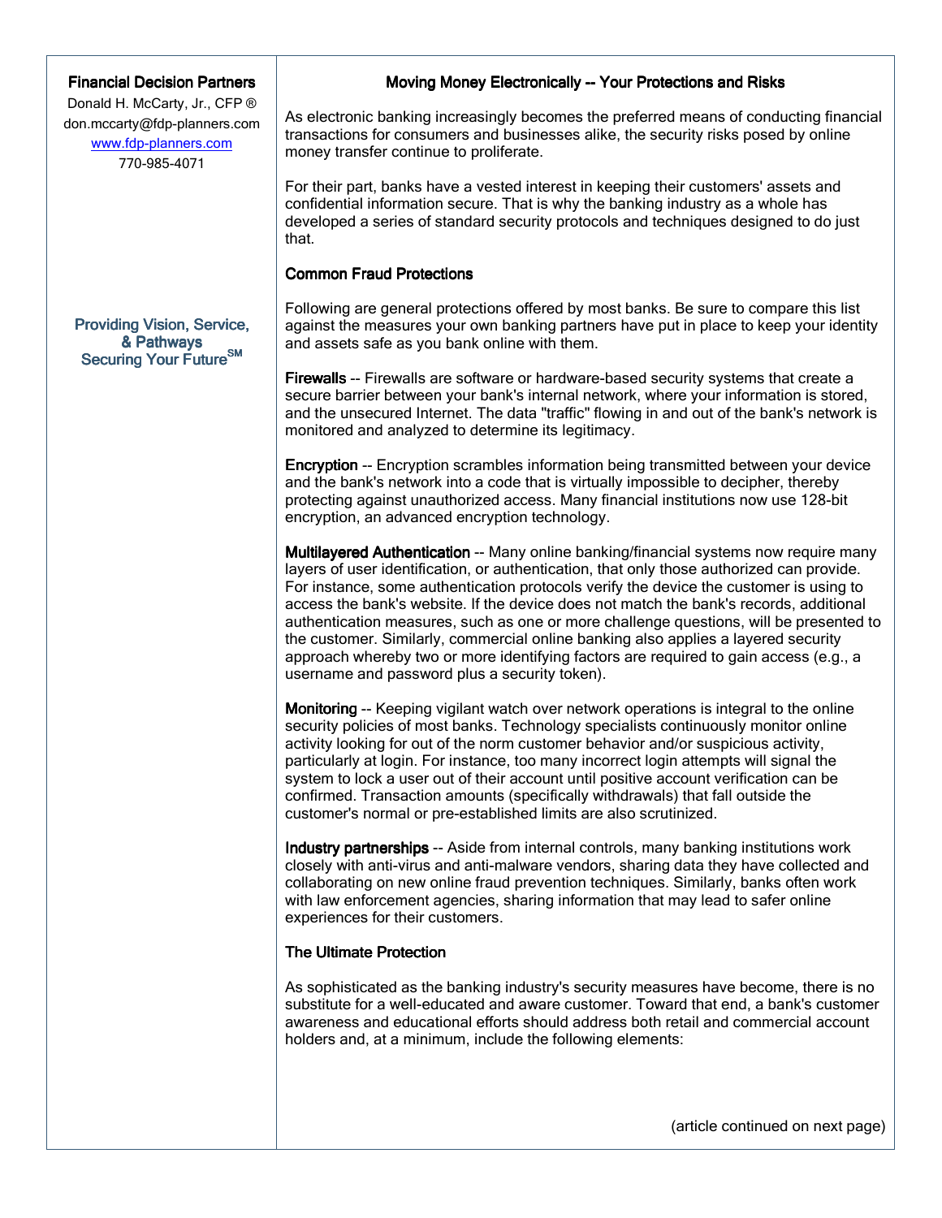**Financial Decision Partners**

Donald H. McCarty, Jr., CFP ®
don.mccarty@fdp-planners.com
www.fdp-planners.com
770-985-4071

Providing Vision, Service, & Pathways
Securing Your Future℠

## Moving Money Electronically -- Your Protections and Risks

As electronic banking increasingly becomes the preferred means of conducting financial transactions for consumers and businesses alike, the security risks posed by online money transfer continue to proliferate.

For their part, banks have a vested interest in keeping their customers' assets and confidential information secure. That is why the banking industry as a whole has developed a series of standard security protocols and techniques designed to do just that.

### Common Fraud Protections

Following are general protections offered by most banks. Be sure to compare this list against the measures your own banking partners have put in place to keep your identity and assets safe as you bank online with them.

**Firewalls** -- Firewalls are software or hardware-based security systems that create a secure barrier between your bank's internal network, where your information is stored, and the unsecured Internet. The data "traffic" flowing in and out of the bank's network is monitored and analyzed to determine its legitimacy.

**Encryption** -- Encryption scrambles information being transmitted between your device and the bank's network into a code that is virtually impossible to decipher, thereby protecting against unauthorized access. Many financial institutions now use 128-bit encryption, an advanced encryption technology.

**Multilayered Authentication** -- Many online banking/financial systems now require many layers of user identification, or authentication, that only those authorized can provide. For instance, some authentication protocols verify the device the customer is using to access the bank's website. If the device does not match the bank's records, additional authentication measures, such as one or more challenge questions, will be presented to the customer. Similarly, commercial online banking also applies a layered security approach whereby two or more identifying factors are required to gain access (e.g., a username and password plus a security token).

**Monitoring** -- Keeping vigilant watch over network operations is integral to the online security policies of most banks. Technology specialists continuously monitor online activity looking for out of the norm customer behavior and/or suspicious activity, particularly at login. For instance, too many incorrect login attempts will signal the system to lock a user out of their account until positive account verification can be confirmed. Transaction amounts (specifically withdrawals) that fall outside the customer's normal or pre-established limits are also scrutinized.

**Industry partnerships** -- Aside from internal controls, many banking institutions work closely with anti-virus and anti-malware vendors, sharing data they have collected and collaborating on new online fraud prevention techniques. Similarly, banks often work with law enforcement agencies, sharing information that may lead to safer online experiences for their customers.

### The Ultimate Protection

As sophisticated as the banking industry's security measures have become, there is no substitute for a well-educated and aware customer. Toward that end, a bank's customer awareness and educational efforts should address both retail and commercial account holders and, at a minimum, include the following elements:

(article continued on next page)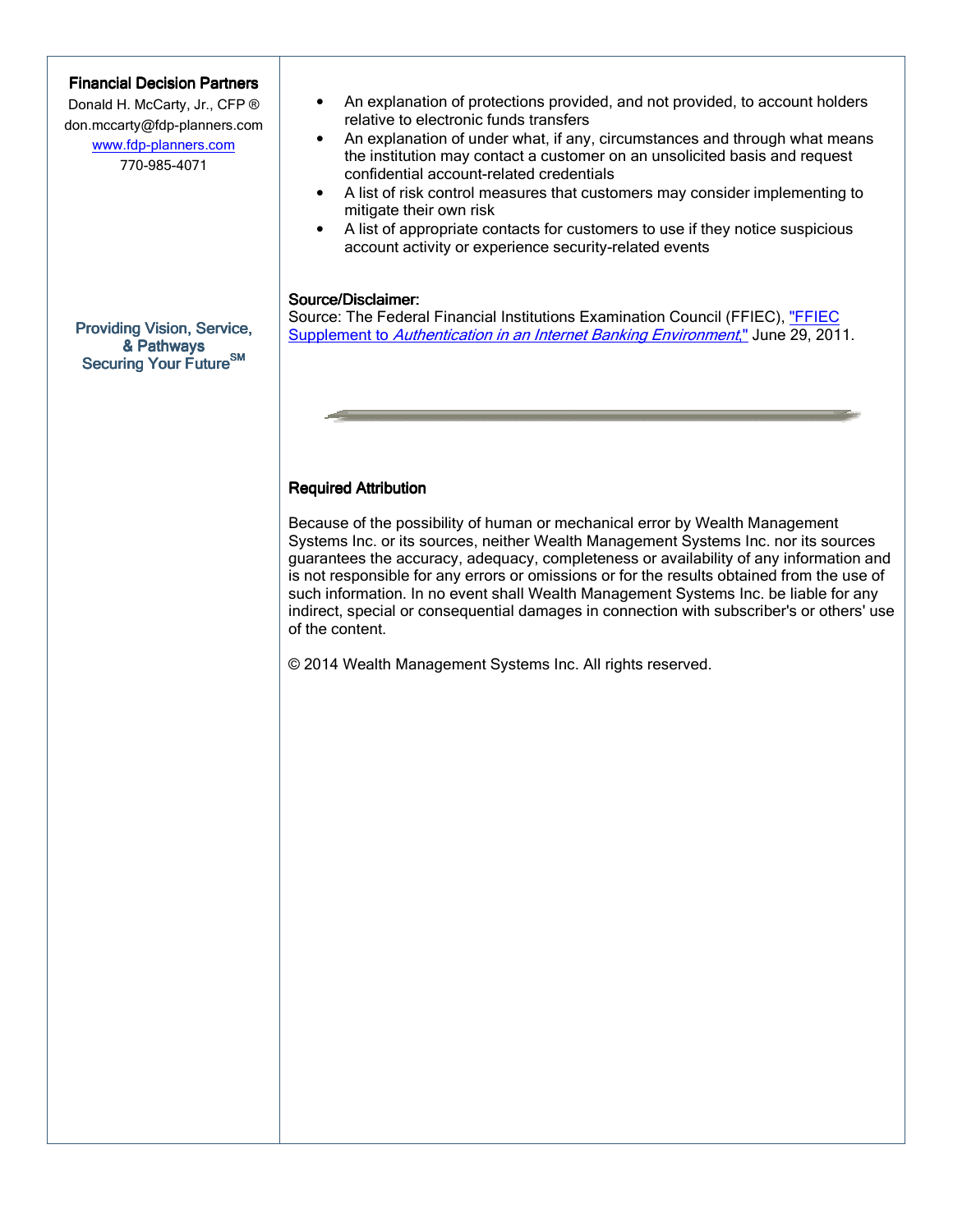**Financial Decision Partners**
Donald H. McCarty, Jr., CFP ®
don.mccarty@fdp-planners.com
[www.fdp-planners.com](http://www.fdp-planners.com)
770-985-4071

Providing Vision, Service, & Pathways
Securing Your Future℠

- An explanation of protections provided, and not provided, to account holders relative to electronic funds transfers
- An explanation of under what, if any, circumstances and through what means the institution may contact a customer on an unsolicited basis and request confidential account-related credentials
- A list of risk control measures that customers may consider implementing to mitigate their own risk
- A list of appropriate contacts for customers to use if they notice suspicious account activity or experience security-related events

**Source/Disclaimer:**
Source: The Federal Financial Institutions Examination Council (FFIEC), "FFIEC Supplement to *Authentication in an Internet Banking Environment*," June 29, 2011.

---

**Required Attribution**

Because of the possibility of human or mechanical error by Wealth Management Systems Inc. or its sources, neither Wealth Management Systems Inc. nor its sources guarantees the accuracy, adequacy, completeness or availability of any information and is not responsible for any errors or omissions or for the results obtained from the use of such information. In no event shall Wealth Management Systems Inc. be liable for any indirect, special or consequential damages in connection with subscriber's or others' use of the content.

© 2014 Wealth Management Systems Inc. All rights reserved.